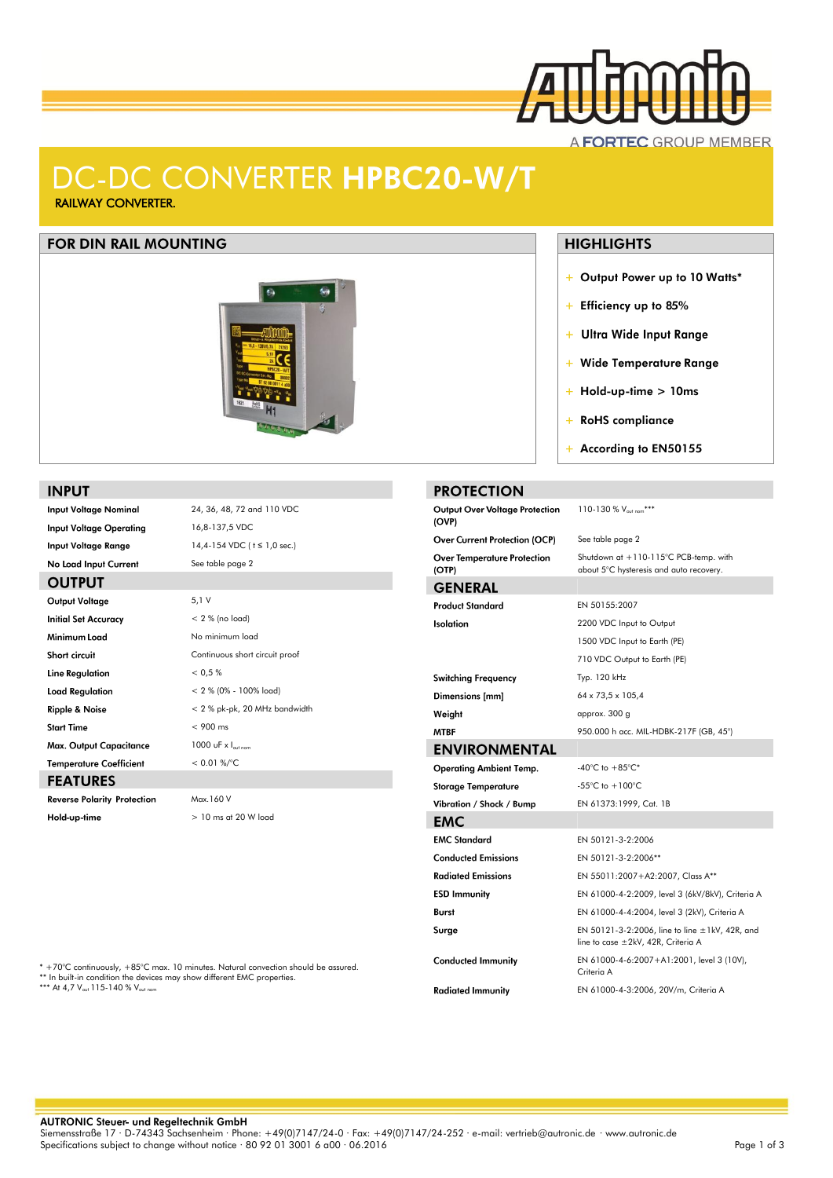# DC-DC CONVERTER **HPBC20-W/T**

RAILWAY CONVERTER.

## FOR DIN RAIL MOUNTING

## HIGHLIGHTS

- Output Power up to 10 Watts*
- Efficiency up to 85%
- Ultra Wide Input Range
- Wide Temperature Range
- Hold-up-time > 10ms
- RoHS compliance
- According to EN50155

## INPUT

| | |
|---|---|
| **Input Voltage Nominal** | 24, 36, 48, 72 and 110 VDC |
| **Input Voltage Operating** | 16,8-137,5 VDC |
| **Input Voltage Range** | 14,4-154 VDC ( t ≤ 1,0 sec.) |
| **No Load Input Current** | See table page 2 |

## OUTPUT

| | |
|---|---|
| **Output Voltage** | 5,1 V |
| **Initial Set Accuracy** | < 2 % (no load) |
| **Minimum Load** | No minimum load |
| **Short circuit** | Continuous short circuit proof |
| **Line Regulation** | < 0,5 % |
| **Load Regulation** | < 2 % (0% - 100% load) |
| **Ripple & Noise** | < 2 % pk-pk, 20 MHz bandwidth |
| **Start Time** | < 900 ms |
| **Max. Output Capacitance** | 1000 uF x $I_{out\ nom}$ |
| **Temperature Coefficient** | < 0.01 %/°C |

## FEATURES

| | |
|---|---|
| **Reverse Polarity Protection** | Max.160 V |
| **Hold-up-time** | > 10 ms at 20 W load |

\* +70°C continuously, +85°C max. 10 minutes. Natural convection should be assured.
** In built-in condition the devices may show different EMC properties.
*** At 4,7 $V_{out}$ 115-140 % $V_{out\ nom}$

## PROTECTION

| | |
|---|---|
| **Output Over Voltage Protection (OVP)** | 110-130 % $V_{out\ nom}$*** |
| **Over Current Protection (OCP)** | See table page 2 |
| **Over Temperature Protection (OTP)** | Shutdown at +110-115°C PCB-temp. with about 5°C hysteresis and auto recovery. |

## GENERAL

| | |
|---|---|
| **Product Standard** | EN 50155:2007 |
| **Isolation** | 2200 VDC Input to Output |
| | 1500 VDC Input to Earth (PE) |
| | 710 VDC Output to Earth (PE) |
| **Switching Frequency** | Typ. 120 kHz |
| **Dimensions [mm]** | 64 x 73,5 x 105,4 |
| **Weight** | approx. 300 g |
| **MTBF** | 950.000 h acc. MIL-HDBK-217F (GB, 45°) |

## ENVIRONMENTAL

| | |
|---|---|
| **Operating Ambient Temp.** | -40°C to +85°C* |
| **Storage Temperature** | -55°C to +100°C |
| **Vibration / Shock / Bump** | EN 61373:1999, Cat. 1B |

## EMC

| | |
|---|---|
| **EMC Standard** | EN 50121-3-2:2006 |
| **Conducted Emissions** | EN 50121-3-2:2006** |
| **Radiated Emissions** | EN 55011:2007+A2:2007, Class A** |
| **ESD Immunity** | EN 61000-4-2:2009, level 3 (6kV/8kV), Criteria A |
| **Burst** | EN 61000-4-4:2004, level 3 (2kV), Criteria A |
| **Surge** | EN 50121-3-2:2006, line to line ±1kV, 42R, and line to case ±2kV, 42R, Criteria A |
| **Conducted Immunity** | EN 61000-4-6:2007+A1:2001, level 3 (10V), Criteria A |
| **Radiated Immunity** | EN 61000-4-3:2006, 20V/m, Criteria A |

**AUTRONIC Steuer- und Regeltechnik GmbH**
Siemensstraße 17 · D-74343 Sachsenheim · Phone: +49(0)7147/24-0 · Fax: +49(0)7147/24-252 · e-mail: vertrieb@autronic.de · www.autronic.de
Specifications subject to change without notice · 80 92 01 3001 6 a00 · 06.2016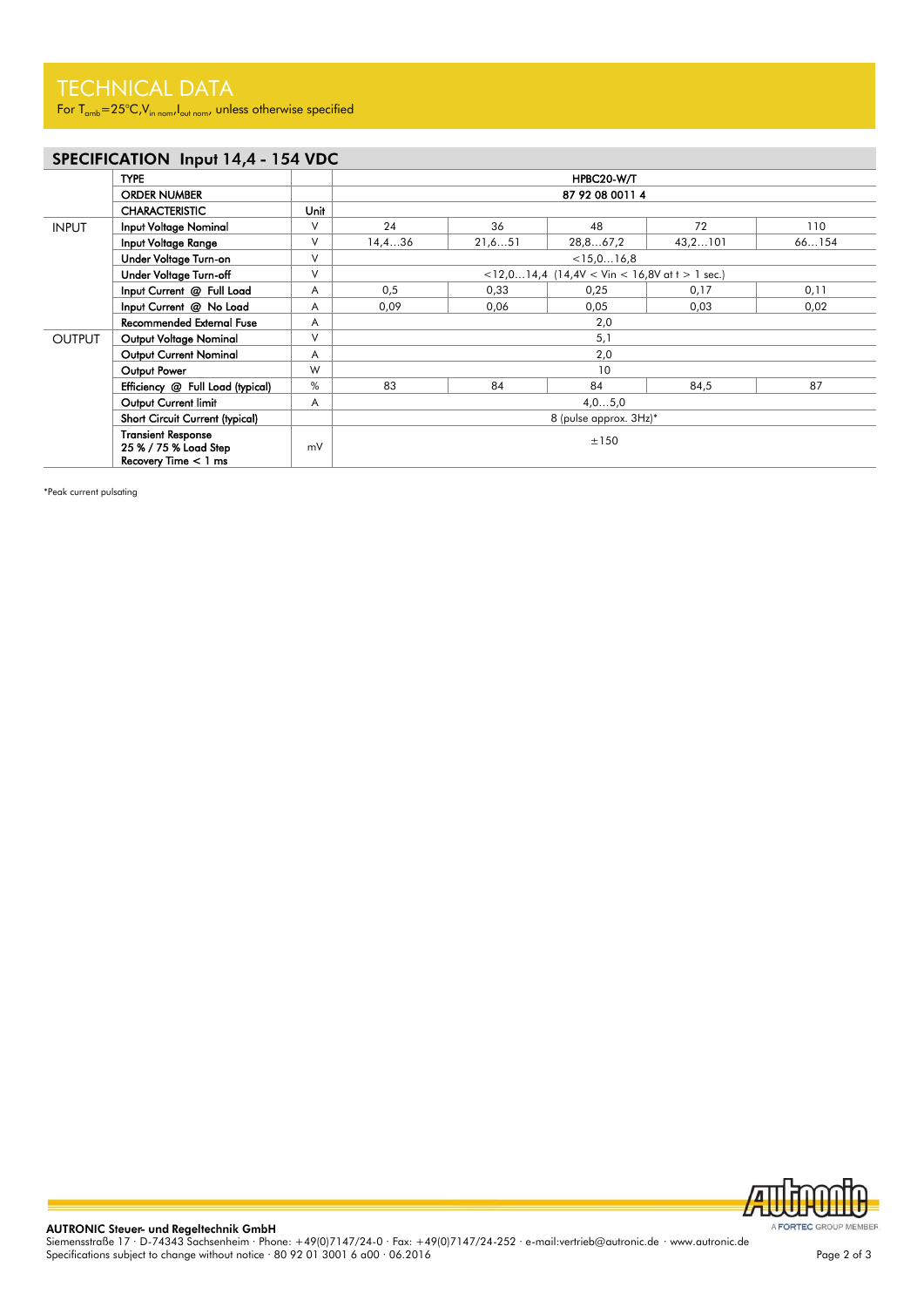# TECHNICAL DATA

For $T_{amb}$=25°C, $V_{in\ nom}$, $I_{out\ nom}$, unless otherwise specified

## SPECIFICATION Input 14,4 - 154 VDC

| | TYPE | | HPBC20-W/T | | | | |
|---|---|---|---|---|---|---|---|
| | ORDER NUMBER | | 87 92 08 0011 4 | | | | |
| | CHARACTERISTIC | Unit | | | | | |
| INPUT | Input Voltage Nominal | V | 24 | 36 | 48 | 72 | 110 |
| | Input Voltage Range | V | 14,4…36 | 21,6…51 | 28,8…67,2 | 43,2…101 | 66…154 |
| | Under Voltage Turn-on | V | <15,0…16,8 | | | | |
| | Under Voltage Turn-off | V | <12,0…14,4 (14,4V < Vin < 16,8V at t > 1 sec.) | | | | |
| | Input Current @ Full Load | A | 0,5 | 0,33 | 0,25 | 0,17 | 0,11 |
| | Input Current @ No Load | A | 0,09 | 0,06 | 0,05 | 0,03 | 0,02 |
| | Recommended External Fuse | A | 2,0 | | | | |
| OUTPUT | Output Voltage Nominal | V | 5,1 | | | | |
| | Output Current Nominal | A | 2,0 | | | | |
| | Output Power | W | 10 | | | | |
| | Efficiency @ Full Load (typical) | % | 83 | 84 | 84 | 84,5 | 87 |
| | Output Current limit | A | 4,0…5,0 | | | | |
| | Short Circuit Current (typical) | | 8 (pulse approx. 3Hz)* | | | | |
| | Transient Response 25 % / 75 % Load Step Recovery Time < 1 ms | mV | ±150 | | | | |

*Peak current pulsating

**AUTRONIC Steuer- und Regeltechnik GmbH**
Siemensstraße 17 · D-74343 Sachsenheim · Phone: +49(0)7147/24-0 · Fax: +49(0)7147/24-252 · e-mail:vertrieb@autronic.de · www.autronic.de
Specifications subject to change without notice · 80 92 01 3001 6 a00 · 06.2016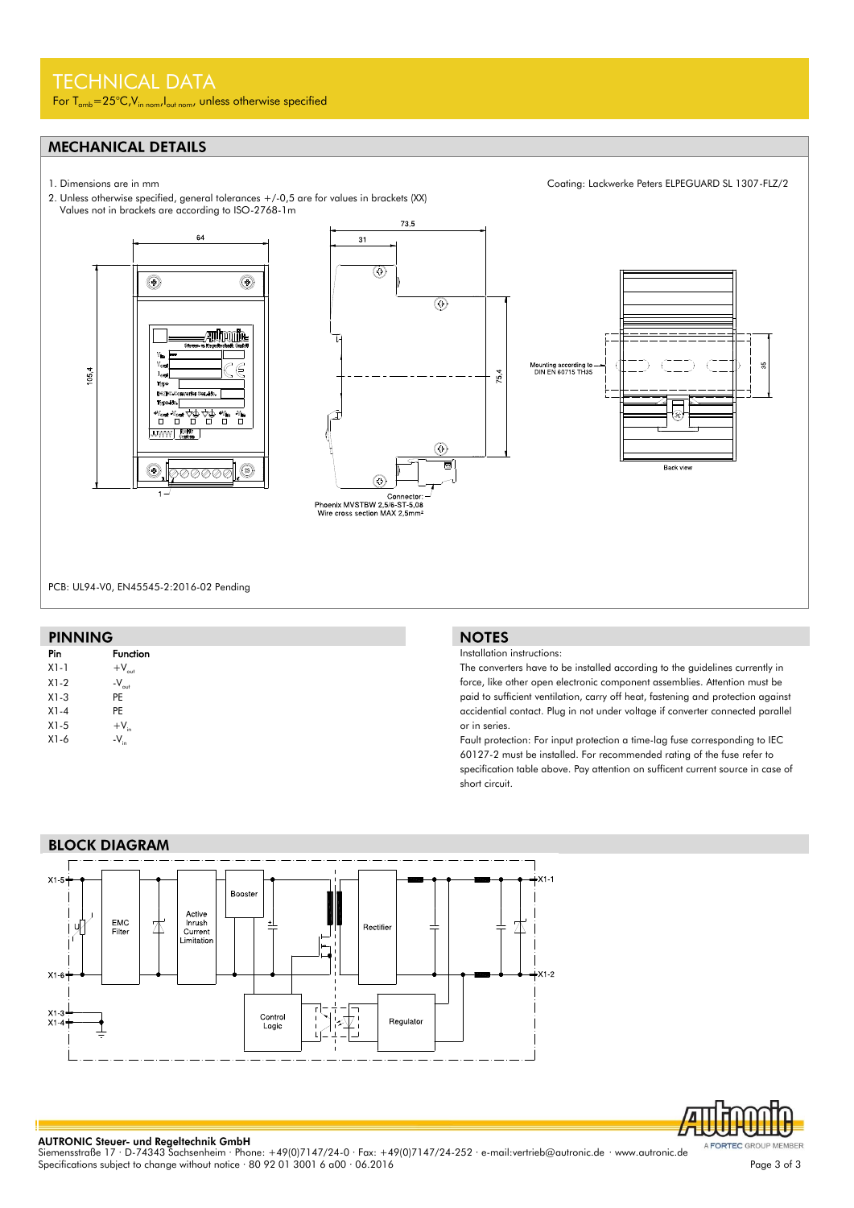# TECHNICAL DATA

For $T_{amb}$=25°C, $V_{in\ nom}$, $I_{out\ nom}$, unless otherwise specified

## MECHANICAL DETAILS

1. Dimensions are in mm
2. Unless otherwise specified, general tolerances +/-0,5 are for values in brackets (XX)
   Values not in brackets are according to ISO-2768-1m

Coating: Lackwerke Peters ELPEGUARD SL 1307-FLZ/2

64
105,4
1
73,5
31
75,4
Connector:
Phoenix MVSTBW 2,5/6-ST-5,08
Wire cross section MAX 2,5mm²
Mounting according to DIN EN 60715 TH35
35
Back view

PCB: UL94-V0, EN45545-2:2016-02 Pending

## PINNING

| Pin | Function |
|---|---|
| X1-1 | $+V_{out}$ |
| X1-2 | $-V_{out}$ |
| X1-3 | PE |
| X1-4 | PE |
| X1-5 | $+V_{in}$ |
| X1-6 | $-V_{in}$ |

## NOTES

Installation instructions:

The converters have to be installed according to the guidelines currently in force, like other open electronic component assemblies. Attention must be paid to sufficient ventilation, carry off heat, fastening and protection against accidential contact. Plug in not under voltage if converter connected parallel or in series.

Fault protection: For input protection a time-lag fuse corresponding to IEC 60127-2 must be installed. For recommended rating of the fuse refer to specification table above. Pay attention on sufficent current source in case of short circuit.

## BLOCK DIAGRAM

X1-5
X1-6
X1-3
X1-4
EMC Filter
Active Inrush Current Limitation
Booster
Rectifier
Control Logic
Regulator
X1-1
X1-2

**AUTRONIC Steuer- und Regeltechnik GmbH**
Siemensstraße 17 · D-74343 Sachsenheim · Phone: +49(0)7147/24-0 · Fax: +49(0)7147/24-252 · e-mail:vertrieb@autronic.de · www.autronic.de
Specifications subject to change without notice · 80 92 01 3001 6 a00 · 06.2016